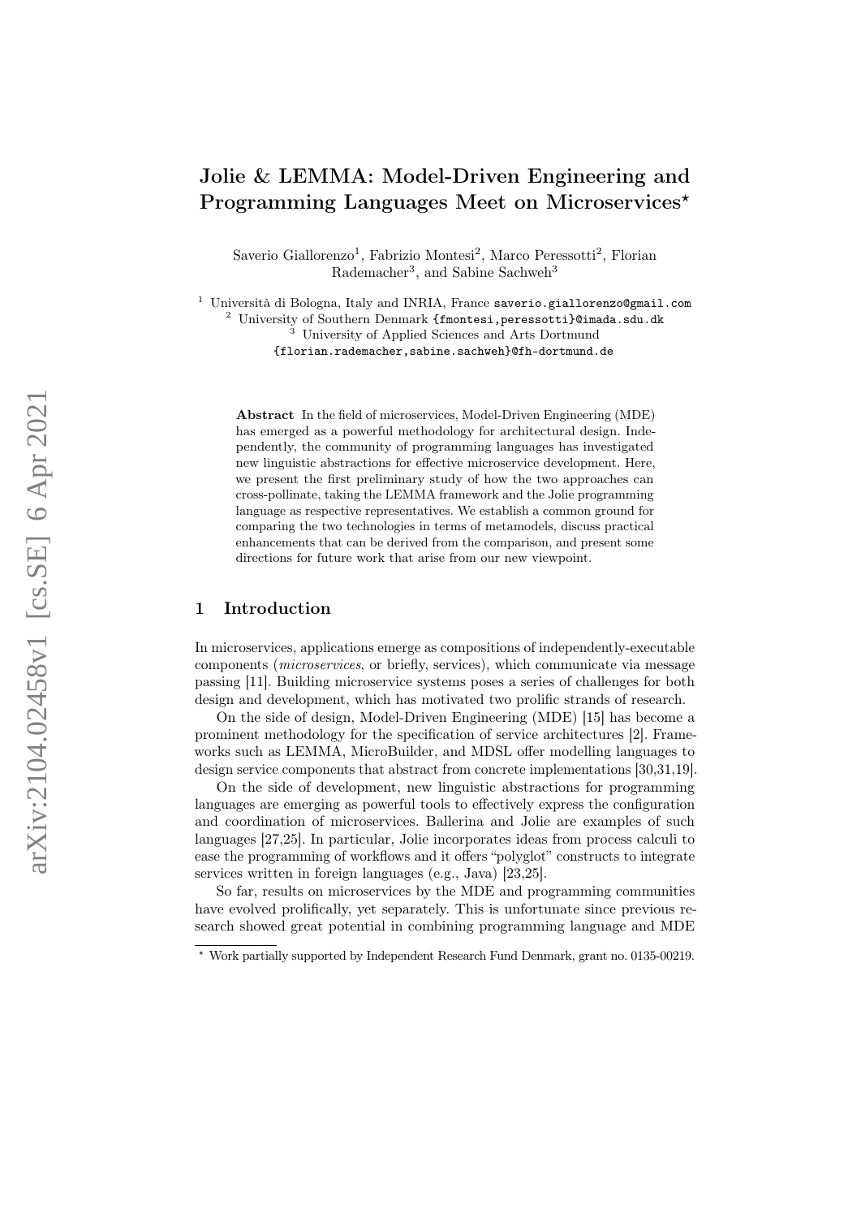# Jolie & LEMMA: Model-Driven Engineering and Programming Languages Meet on Microservices*

Saverio Giallorenzo[1], Fabrizio Montesi[2], Marco Peressotti[2], Florian Rademacher[3], and Sabine Sachweh[3]

[1] Università di Bologna, Italy and INRIA, France saverio.giallorenzo@gmail.com
[2] University of Southern Denmark {fmontesi,peressotti}@imada.sdu.dk
[3] University of Applied Sciences and Arts Dortmund {florian.rademacher,sabine.sachweh}@fh-dortmund.de

**Abstract** In the field of microservices, Model-Driven Engineering (MDE) has emerged as a powerful methodology for architectural design. Independently, the community of programming languages has investigated new linguistic abstractions for effective microservice development. Here, we present the first preliminary study of how the two approaches can cross-pollinate, taking the LEMMA framework and the Jolie programming language as respective representatives. We establish a common ground for comparing the two technologies in terms of metamodels, discuss practical enhancements that can be derived from the comparison, and present some directions for future work that arise from our new viewpoint.

## 1 Introduction

In microservices, applications emerge as compositions of independently-executable components (*microservices*, or briefly, services), which communicate via message passing [11]. Building microservice systems poses a series of challenges for both design and development, which has motivated two prolific strands of research.

On the side of design, Model-Driven Engineering (MDE) [15] has become a prominent methodology for the specification of service architectures [2]. Frameworks such as LEMMA, MicroBuilder, and MDSL offer modelling languages to design service components that abstract from concrete implementations [30,31,19].

On the side of development, new linguistic abstractions for programming languages are emerging as powerful tools to effectively express the configuration and coordination of microservices. Ballerina and Jolie are examples of such languages [27,25]. In particular, Jolie incorporates ideas from process calculi to ease the programming of workflows and it offers "polyglot" constructs to integrate services written in foreign languages (e.g., Java) [23,25].

So far, results on microservices by the MDE and programming communities have evolved prolifically, yet separately. This is unfortunate since previous research showed great potential in combining programming language and MDE

* Work partially supported by Independent Research Fund Denmark, grant no. 0135-00219.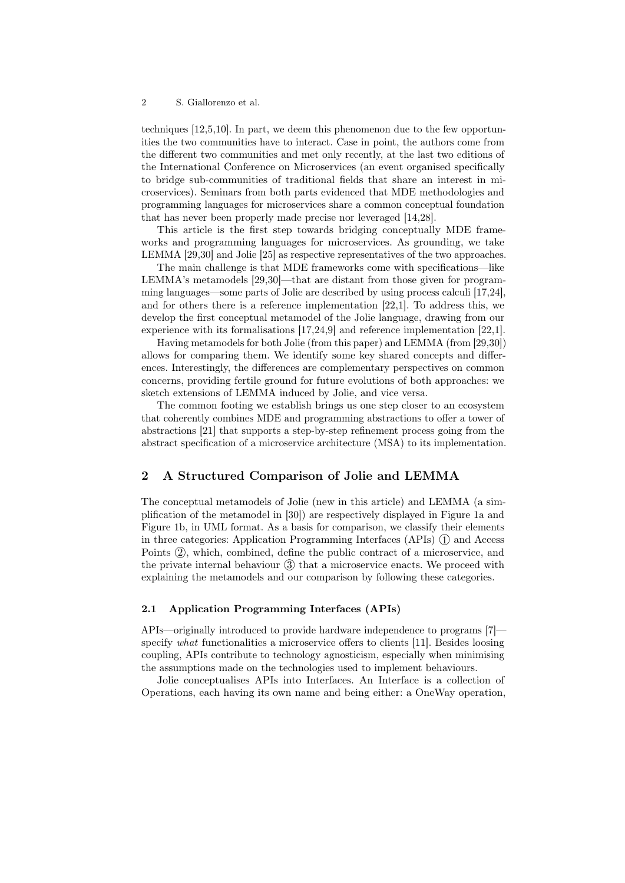techniques [12,5,10]. In part, we deem this phenomenon due to the few opportunities the two communities have to interact. Case in point, the authors come from the different two communities and met only recently, at the last two editions of the International Conference on Microservices (an event organised specifically to bridge sub-communities of traditional fields that share an interest in microservices). Seminars from both parts evidenced that MDE methodologies and programming languages for microservices share a common conceptual foundation that has never been properly made precise nor leveraged [14,28].

This article is the first step towards bridging conceptually MDE frameworks and programming languages for microservices. As grounding, we take LEMMA [29,30] and Jolie [25] as respective representatives of the two approaches.

The main challenge is that MDE frameworks come with specifications—like LEMMA's metamodels [29,30]—that are distant from those given for programming languages—some parts of Jolie are described by using process calculi [17,24], and for others there is a reference implementation [22,1]. To address this, we develop the first conceptual metamodel of the Jolie language, drawing from our experience with its formalisations [17,24,9] and reference implementation [22,1].

Having metamodels for both Jolie (from this paper) and LEMMA (from [29,30]) allows for comparing them. We identify some key shared concepts and differences. Interestingly, the differences are complementary perspectives on common concerns, providing fertile ground for future evolutions of both approaches: we sketch extensions of LEMMA induced by Jolie, and vice versa.

The common footing we establish brings us one step closer to an ecosystem that coherently combines MDE and programming abstractions to offer a tower of abstractions [21] that supports a step-by-step refinement process going from the abstract specification of a microservice architecture (MSA) to its implementation.

## 2 A Structured Comparison of Jolie and LEMMA

The conceptual metamodels of Jolie (new in this article) and LEMMA (a simplification of the metamodel in [30]) are respectively displayed in Figure 1a and Figure 1b, in UML format. As a basis for comparison, we classify their elements in three categories: Application Programming Interfaces (APIs) ① and Access Points ②, which, combined, define the public contract of a microservice, and the private internal behaviour ③ that a microservice enacts. We proceed with explaining the metamodels and our comparison by following these categories.

### 2.1 Application Programming Interfaces (APIs)

APIs—originally introduced to provide hardware independence to programs [7]—specify *what* functionalities a microservice offers to clients [11]. Besides loosing coupling, APIs contribute to technology agnosticism, especially when minimising the assumptions made on the technologies used to implement behaviours.

Jolie conceptualises APIs into Interfaces. An Interface is a collection of Operations, each having its own name and being either: a OneWay operation,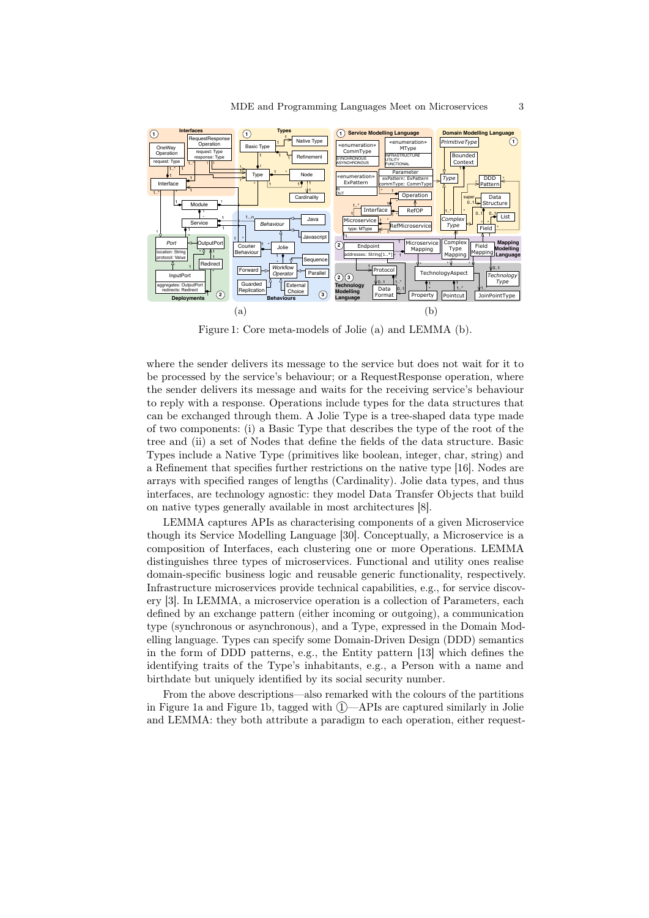Figure 1: Core meta-models of Jolie (a) and LEMMA (b).

where the sender delivers its message to the service but does not wait for it to be processed by the service's behaviour; or a RequestResponse operation, where the sender delivers its message and waits for the receiving service's behaviour to reply with a response. Operations include types for the data structures that can be exchanged through them. A Jolie Type is a tree-shaped data type made of two components: (i) a Basic Type that describes the type of the root of the tree and (ii) a set of Nodes that define the fields of the data structure. Basic Types include a Native Type (primitives like boolean, integer, char, string) and a Refinement that specifies further restrictions on the native type [16]. Nodes are arrays with specified ranges of lengths (Cardinality). Jolie data types, and thus interfaces, are technology agnostic: they model Data Transfer Objects that build on native types generally available in most architectures [8].

LEMMA captures APIs as characterising components of a given Microservice though its Service Modelling Language [30]. Conceptually, a Microservice is a composition of Interfaces, each clustering one or more Operations. LEMMA distinguishes three types of microservices. Functional and utility ones realise domain-specific business logic and reusable generic functionality, respectively. Infrastructure microservices provide technical capabilities, e.g., for service discovery [3]. In LEMMA, a microservice operation is a collection of Parameters, each defined by an exchange pattern (either incoming or outgoing), a communication type (synchronous or asynchronous), and a Type, expressed in the Domain Modelling language. Types can specify some Domain-Driven Design (DDD) semantics in the form of DDD patterns, e.g., the Entity pattern [13] which defines the identifying traits of the Type's inhabitants, e.g., a Person with a name and birthdate but uniquely identified by its social security number.

From the above descriptions—also remarked with the colours of the partitions in Figure 1a and Figure 1b, tagged with ①—APIs are captured similarly in Jolie and LEMMA: they both attribute a paradigm to each operation, either request-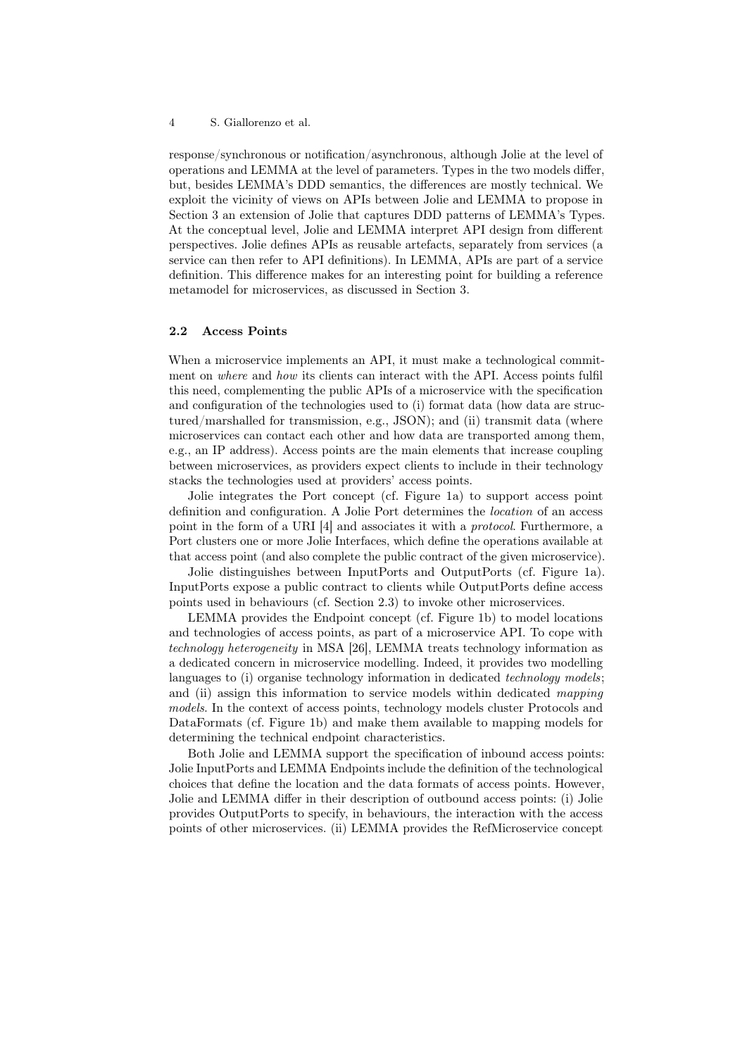response/synchronous or notification/asynchronous, although Jolie at the level of operations and LEMMA at the level of parameters. Types in the two models differ, but, besides LEMMA's DDD semantics, the differences are mostly technical. We exploit the vicinity of views on APIs between Jolie and LEMMA to propose in Section 3 an extension of Jolie that captures DDD patterns of LEMMA's Types. At the conceptual level, Jolie and LEMMA interpret API design from different perspectives. Jolie defines APIs as reusable artefacts, separately from services (a service can then refer to API definitions). In LEMMA, APIs are part of a service definition. This difference makes for an interesting point for building a reference metamodel for microservices, as discussed in Section 3.

### 2.2 Access Points

When a microservice implements an API, it must make a technological commitment on *where* and *how* its clients can interact with the API. Access points fulfil this need, complementing the public APIs of a microservice with the specification and configuration of the technologies used to (i) format data (how data are structured/marshalled for transmission, e.g., JSON); and (ii) transmit data (where microservices can contact each other and how data are transported among them, e.g., an IP address). Access points are the main elements that increase coupling between microservices, as providers expect clients to include in their technology stacks the technologies used at providers' access points.

Jolie integrates the Port concept (cf. Figure 1a) to support access point definition and configuration. A Jolie Port determines the *location* of an access point in the form of a URI [4] and associates it with a *protocol*. Furthermore, a Port clusters one or more Jolie Interfaces, which define the operations available at that access point (and also complete the public contract of the given microservice).

Jolie distinguishes between InputPorts and OutputPorts (cf. Figure 1a). InputPorts expose a public contract to clients while OutputPorts define access points used in behaviours (cf. Section 2.3) to invoke other microservices.

LEMMA provides the Endpoint concept (cf. Figure 1b) to model locations and technologies of access points, as part of a microservice API. To cope with *technology heterogeneity* in MSA [26], LEMMA treats technology information as a dedicated concern in microservice modelling. Indeed, it provides two modelling languages to (i) organise technology information in dedicated *technology models*; and (ii) assign this information to service models within dedicated *mapping models*. In the context of access points, technology models cluster Protocols and DataFormats (cf. Figure 1b) and make them available to mapping models for determining the technical endpoint characteristics.

Both Jolie and LEMMA support the specification of inbound access points: Jolie InputPorts and LEMMA Endpoints include the definition of the technological choices that define the location and the data formats of access points. However, Jolie and LEMMA differ in their description of outbound access points: (i) Jolie provides OutputPorts to specify, in behaviours, the interaction with the access points of other microservices. (ii) LEMMA provides the RefMicroservice concept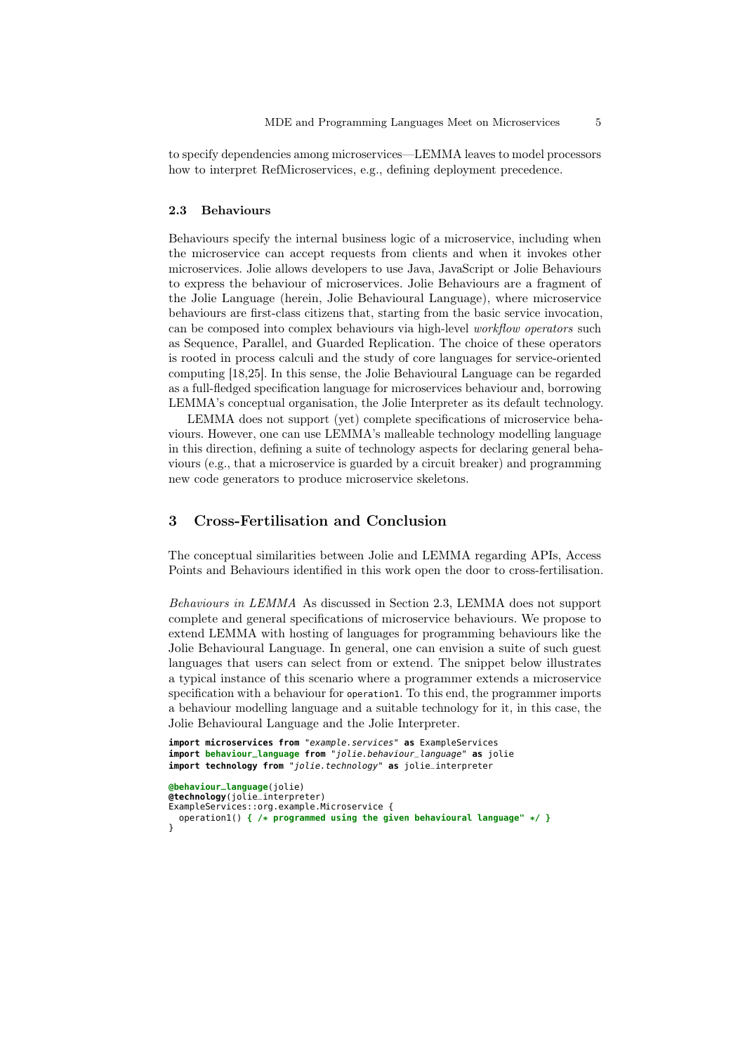to specify dependencies among microservices—LEMMA leaves to model processors how to interpret RefMicroservices, e.g., defining deployment precedence.

### 2.3 Behaviours

Behaviours specify the internal business logic of a microservice, including when the microservice can accept requests from clients and when it invokes other microservices. Jolie allows developers to use Java, JavaScript or Jolie Behaviours to express the behaviour of microservices. Jolie Behaviours are a fragment of the Jolie Language (herein, Jolie Behavioural Language), where microservice behaviours are first-class citizens that, starting from the basic service invocation, can be composed into complex behaviours via high-level *workflow operators* such as Sequence, Parallel, and Guarded Replication. The choice of these operators is rooted in process calculi and the study of core languages for service-oriented computing [18,25]. In this sense, the Jolie Behavioural Language can be regarded as a full-fledged specification language for microservices behaviour and, borrowing LEMMA's conceptual organisation, the Jolie Interpreter as its default technology.

LEMMA does not support (yet) complete specifications of microservice behaviours. However, one can use LEMMA's malleable technology modelling language in this direction, defining a suite of technology aspects for declaring general behaviours (e.g., that a microservice is guarded by a circuit breaker) and programming new code generators to produce microservice skeletons.

## 3 Cross-Fertilisation and Conclusion

The conceptual similarities between Jolie and LEMMA regarding APIs, Access Points and Behaviours identified in this work open the door to cross-fertilisation.

*Behaviours in LEMMA* As discussed in Section 2.3, LEMMA does not support complete and general specifications of microservice behaviours. We propose to extend LEMMA with hosting of languages for programming behaviours like the Jolie Behavioural Language. In general, one can envision a suite of such guest languages that users can select from or extend. The snippet below illustrates a typical instance of this scenario where a programmer extends a microservice specification with a behaviour for `operation1`. To this end, the programmer imports a behaviour modelling language and a suitable technology for it, in this case, the Jolie Behavioural Language and the Jolie Interpreter.

```
import microservices from "example.services" as ExampleServices
import behaviour_language from "jolie.behaviour_language" as jolie
import technology from "jolie.technology" as jolie_interpreter

@behaviour_language(jolie)
@technology(jolie_interpreter)
ExampleServices::org.example.Microservice {
  operation1() { /* programmed using the given behavioural language" */ }
}
```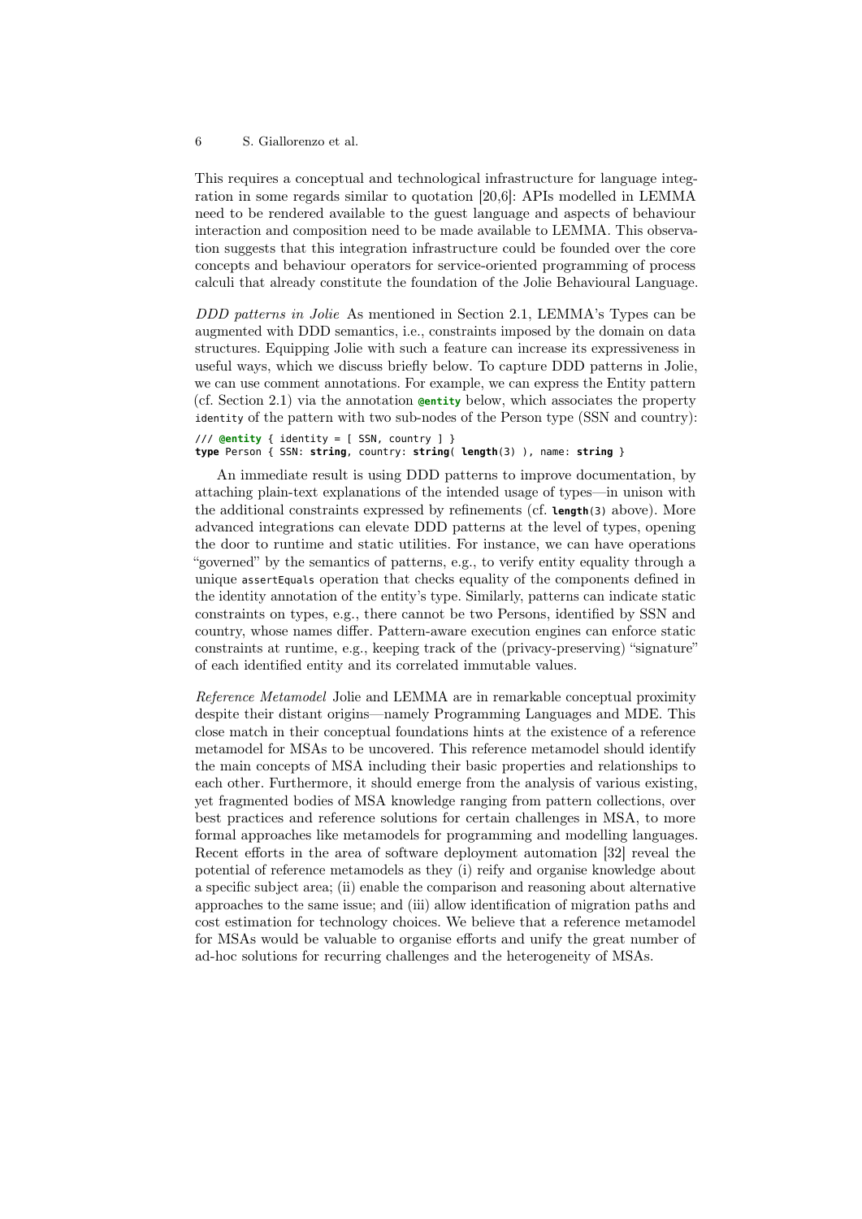This requires a conceptual and technological infrastructure for language integration in some regards similar to quotation [20,6]: APIs modelled in LEMMA need to be rendered available to the guest language and aspects of behaviour interaction and composition need to be made available to LEMMA. This observation suggests that this integration infrastructure could be founded over the core concepts and behaviour operators for service-oriented programming of process calculi that already constitute the foundation of the Jolie Behavioural Language.

*DDD patterns in Jolie* As mentioned in Section 2.1, LEMMA's Types can be augmented with DDD semantics, i.e., constraints imposed by the domain on data structures. Equipping Jolie with such a feature can increase its expressiveness in useful ways, which we discuss briefly below. To capture DDD patterns in Jolie, we can use comment annotations. For example, we can express the Entity pattern (cf. Section 2.1) via the annotation `@entity` below, which associates the property `identity` of the pattern with two sub-nodes of the Person type (SSN and country):

```
/// @entity { identity = [ SSN, country ] }
type Person { SSN: string, country: string( length(3) ), name: string }
```

An immediate result is using DDD patterns to improve documentation, by attaching plain-text explanations of the intended usage of types—in unison with the additional constraints expressed by refinements (cf. `length(3)` above). More advanced integrations can elevate DDD patterns at the level of types, opening the door to runtime and static utilities. For instance, we can have operations "governed" by the semantics of patterns, e.g., to verify entity equality through a unique `assertEquals` operation that checks equality of the components defined in the identity annotation of the entity's type. Similarly, patterns can indicate static constraints on types, e.g., there cannot be two Persons, identified by SSN and country, whose names differ. Pattern-aware execution engines can enforce static constraints at runtime, e.g., keeping track of the (privacy-preserving) "signature" of each identified entity and its correlated immutable values.

*Reference Metamodel* Jolie and LEMMA are in remarkable conceptual proximity despite their distant origins—namely Programming Languages and MDE. This close match in their conceptual foundations hints at the existence of a reference metamodel for MSAs to be uncovered. This reference metamodel should identify the main concepts of MSA including their basic properties and relationships to each other. Furthermore, it should emerge from the analysis of various existing, yet fragmented bodies of MSA knowledge ranging from pattern collections, over best practices and reference solutions for certain challenges in MSA, to more formal approaches like metamodels for programming and modelling languages. Recent efforts in the area of software deployment automation [32] reveal the potential of reference metamodels as they (i) reify and organise knowledge about a specific subject area; (ii) enable the comparison and reasoning about alternative approaches to the same issue; and (iii) allow identification of migration paths and cost estimation for technology choices. We believe that a reference metamodel for MSAs would be valuable to organise efforts and unify the great number of ad-hoc solutions for recurring challenges and the heterogeneity of MSAs.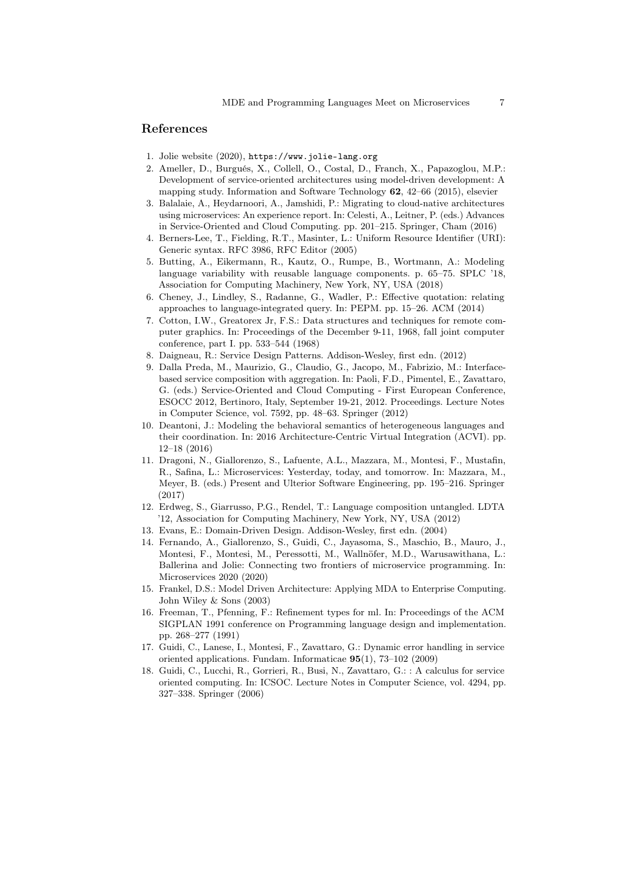## References

1. Jolie website (2020), `https://www.jolie-lang.org`
2. Ameller, D., Burgués, X., Collell, O., Costal, D., Franch, X., Papazoglou, M.P.: Development of service-oriented architectures using model-driven development: A mapping study. Information and Software Technology **62**, 42–66 (2015), elsevier
3. Balalaie, A., Heydarnoori, A., Jamshidi, P.: Migrating to cloud-native architectures using microservices: An experience report. In: Celesti, A., Leitner, P. (eds.) Advances in Service-Oriented and Cloud Computing. pp. 201–215. Springer, Cham (2016)
4. Berners-Lee, T., Fielding, R.T., Masinter, L.: Uniform Resource Identifier (URI): Generic syntax. RFC 3986, RFC Editor (2005)
5. Butting, A., Eikermann, R., Kautz, O., Rumpe, B., Wortmann, A.: Modeling language variability with reusable language components. p. 65–75. SPLC '18, Association for Computing Machinery, New York, NY, USA (2018)
6. Cheney, J., Lindley, S., Radanne, G., Wadler, P.: Effective quotation: relating approaches to language-integrated query. In: PEPM. pp. 15–26. ACM (2014)
7. Cotton, I.W., Greatorex Jr, F.S.: Data structures and techniques for remote computer graphics. In: Proceedings of the December 9-11, 1968, fall joint computer conference, part I. pp. 533–544 (1968)
8. Daigneau, R.: Service Design Patterns. Addison-Wesley, first edn. (2012)
9. Dalla Preda, M., Maurizio, G., Claudio, G., Jacopo, M., Fabrizio, M.: Interface-based service composition with aggregation. In: Paoli, F.D., Pimentel, E., Zavattaro, G. (eds.) Service-Oriented and Cloud Computing - First European Conference, ESOCC 2012, Bertinoro, Italy, September 19-21, 2012. Proceedings. Lecture Notes in Computer Science, vol. 7592, pp. 48–63. Springer (2012)
10. Deantoni, J.: Modeling the behavioral semantics of heterogeneous languages and their coordination. In: 2016 Architecture-Centric Virtual Integration (ACVI). pp. 12–18 (2016)
11. Dragoni, N., Giallorenzo, S., Lafuente, A.L., Mazzara, M., Montesi, F., Mustafin, R., Safina, L.: Microservices: Yesterday, today, and tomorrow. In: Mazzara, M., Meyer, B. (eds.) Present and Ulterior Software Engineering, pp. 195–216. Springer (2017)
12. Erdweg, S., Giarrusso, P.G., Rendel, T.: Language composition untangled. LDTA '12, Association for Computing Machinery, New York, NY, USA (2012)
13. Evans, E.: Domain-Driven Design. Addison-Wesley, first edn. (2004)
14. Fernando, A., Giallorenzo, S., Guidi, C., Jayasoma, S., Maschio, B., Mauro, J., Montesi, F., Montesi, M., Peressotti, M., Wallnöfer, M.D., Warusawithana, L.: Ballerina and Jolie: Connecting two frontiers of microservice programming. In: Microservices 2020 (2020)
15. Frankel, D.S.: Model Driven Architecture: Applying MDA to Enterprise Computing. John Wiley & Sons (2003)
16. Freeman, T., Pfenning, F.: Refinement types for ml. In: Proceedings of the ACM SIGPLAN 1991 conference on Programming language design and implementation. pp. 268–277 (1991)
17. Guidi, C., Lanese, I., Montesi, F., Zavattaro, G.: Dynamic error handling in service oriented applications. Fundam. Informaticae **95**(1), 73–102 (2009)
18. Guidi, C., Lucchi, R., Gorrieri, R., Busi, N., Zavattaro, G.: : A calculus for service oriented computing. In: ICSOC. Lecture Notes in Computer Science, vol. 4294, pp. 327–338. Springer (2006)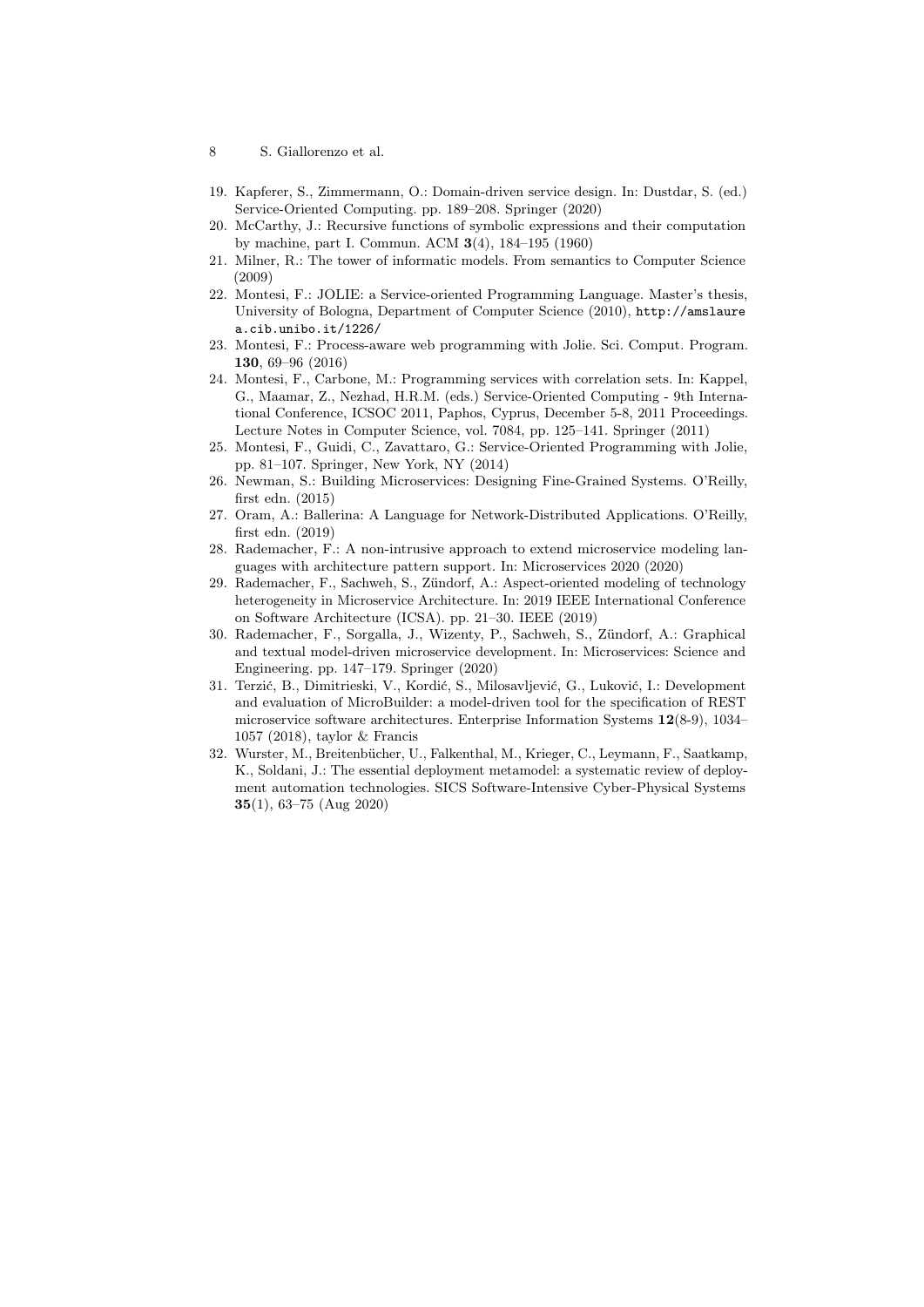19. Kapferer, S., Zimmermann, O.: Domain-driven service design. In: Dustdar, S. (ed.) Service-Oriented Computing. pp. 189–208. Springer (2020)
20. McCarthy, J.: Recursive functions of symbolic expressions and their computation by machine, part I. Commun. ACM **3**(4), 184–195 (1960)
21. Milner, R.: The tower of informatic models. From semantics to Computer Science (2009)
22. Montesi, F.: JOLIE: a Service-oriented Programming Language. Master's thesis, University of Bologna, Department of Computer Science (2010), `http://amslaurea.cib.unibo.it/1226/`
23. Montesi, F.: Process-aware web programming with Jolie. Sci. Comput. Program. **130**, 69–96 (2016)
24. Montesi, F., Carbone, M.: Programming services with correlation sets. In: Kappel, G., Maamar, Z., Nezhad, H.R.M. (eds.) Service-Oriented Computing - 9th International Conference, ICSOC 2011, Paphos, Cyprus, December 5-8, 2011 Proceedings. Lecture Notes in Computer Science, vol. 7084, pp. 125–141. Springer (2011)
25. Montesi, F., Guidi, C., Zavattaro, G.: Service-Oriented Programming with Jolie, pp. 81–107. Springer, New York, NY (2014)
26. Newman, S.: Building Microservices: Designing Fine-Grained Systems. O'Reilly, first edn. (2015)
27. Oram, A.: Ballerina: A Language for Network-Distributed Applications. O'Reilly, first edn. (2019)
28. Rademacher, F.: A non-intrusive approach to extend microservice modeling languages with architecture pattern support. In: Microservices 2020 (2020)
29. Rademacher, F., Sachweh, S., Zündorf, A.: Aspect-oriented modeling of technology heterogeneity in Microservice Architecture. In: 2019 IEEE International Conference on Software Architecture (ICSA). pp. 21–30. IEEE (2019)
30. Rademacher, F., Sorgalla, J., Wizenty, P., Sachweh, S., Zündorf, A.: Graphical and textual model-driven microservice development. In: Microservices: Science and Engineering. pp. 147–179. Springer (2020)
31. Terzić, B., Dimitrieski, V., Kordić, S., Milosavljević, G., Luković, I.: Development and evaluation of MicroBuilder: a model-driven tool for the specification of REST microservice software architectures. Enterprise Information Systems **12**(8-9), 1034–1057 (2018), taylor & Francis
32. Wurster, M., Breitenbücher, U., Falkenthal, M., Krieger, C., Leymann, F., Saatkamp, K., Soldani, J.: The essential deployment metamodel: a systematic review of deployment automation technologies. SICS Software-Intensive Cyber-Physical Systems **35**(1), 63–75 (Aug 2020)